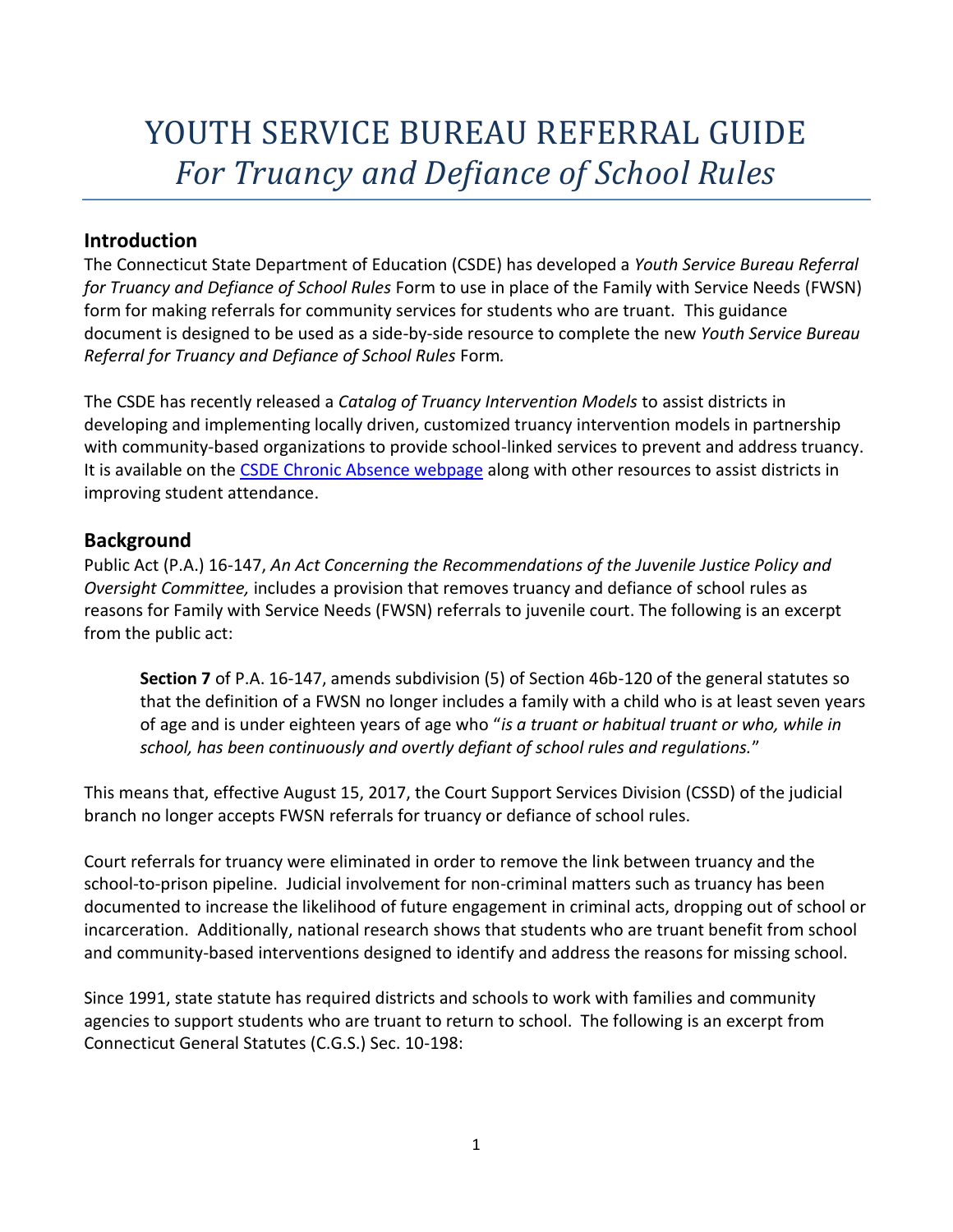# YOUTH SERVICE BUREAU REFERRAL GUIDE
# *For Truancy and Defiance of School Rules*

## Introduction

The Connecticut State Department of Education (CSDE) has developed a *Youth Service Bureau Referral for Truancy and Defiance of School Rules* Form to use in place of the Family with Service Needs (FWSN) form for making referrals for community services for students who are truant. This guidance document is designed to be used as a side-by-side resource to complete the new *Youth Service Bureau Referral for Truancy and Defiance of School Rules* Form*.*

The CSDE has recently released a *Catalog of Truancy Intervention Models* to assist districts in developing and implementing locally driven, customized truancy intervention models in partnership with community-based organizations to provide school-linked services to prevent and address truancy. It is available on the CSDE Chronic Absence webpage along with other resources to assist districts in improving student attendance.

## Background

Public Act (P.A.) 16-147, *An Act Concerning the Recommendations of the Juvenile Justice Policy and Oversight Committee,* includes a provision that removes truancy and defiance of school rules as reasons for Family with Service Needs (FWSN) referrals to juvenile court. The following is an excerpt from the public act:

> **Section 7** of P.A. 16-147, amends subdivision (5) of Section 46b-120 of the general statutes so that the definition of a FWSN no longer includes a family with a child who is at least seven years of age and is under eighteen years of age who "*is a truant or habitual truant or who, while in school, has been continuously and overtly defiant of school rules and regulations.*"

This means that, effective August 15, 2017, the Court Support Services Division (CSSD) of the judicial branch no longer accepts FWSN referrals for truancy or defiance of school rules.

Court referrals for truancy were eliminated in order to remove the link between truancy and the school-to-prison pipeline. Judicial involvement for non-criminal matters such as truancy has been documented to increase the likelihood of future engagement in criminal acts, dropping out of school or incarceration. Additionally, national research shows that students who are truant benefit from school and community-based interventions designed to identify and address the reasons for missing school.

Since 1991, state statute has required districts and schools to work with families and community agencies to support students who are truant to return to school. The following is an excerpt from Connecticut General Statutes (C.G.S.) Sec. 10-198: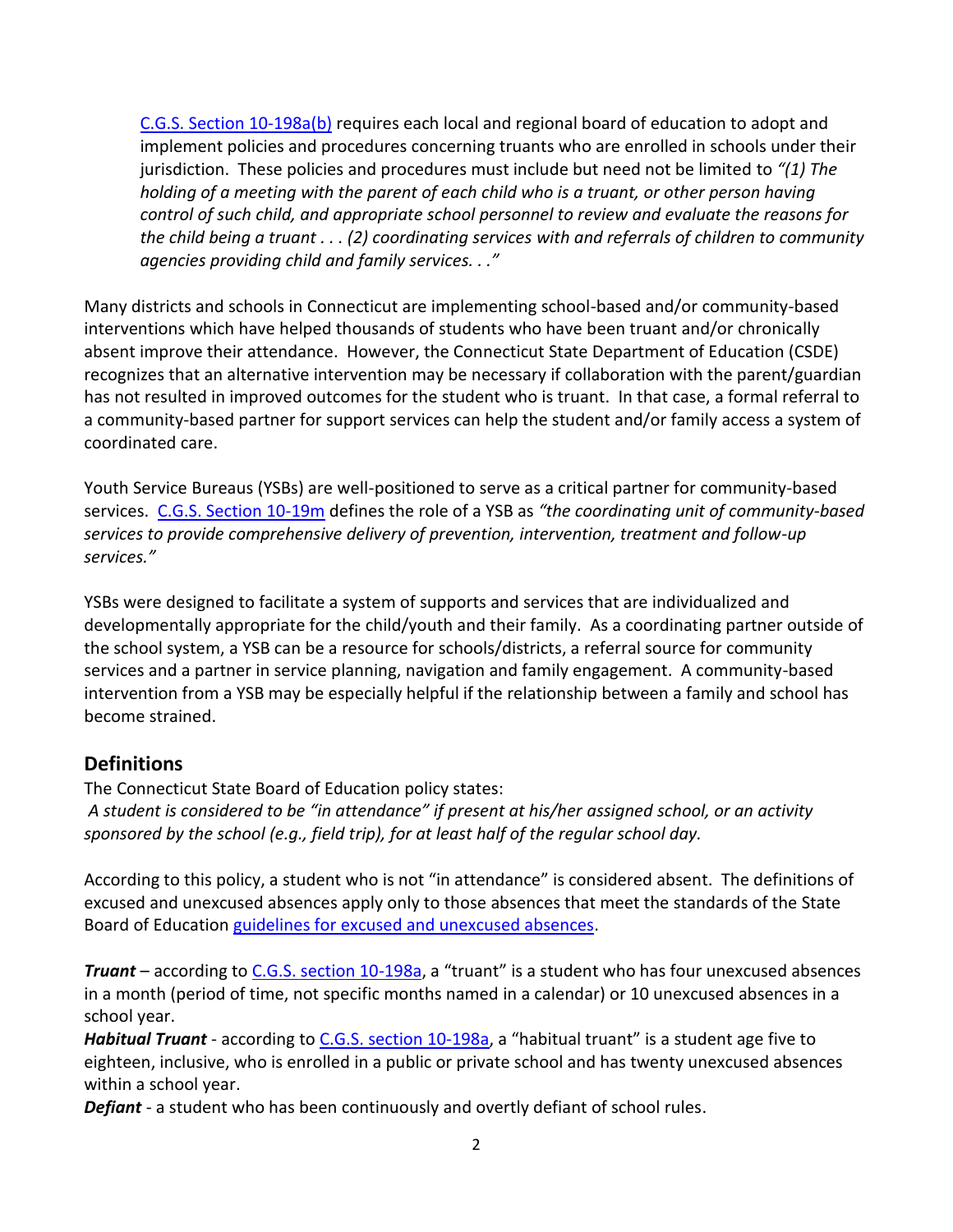[C.G.S. Section 10-198a(b)](#) requires each local and regional board of education to adopt and implement policies and procedures concerning truants who are enrolled in schools under their jurisdiction. These policies and procedures must include but need not be limited to *"(1) The holding of a meeting with the parent of each child who is a truant, or other person having control of such child, and appropriate school personnel to review and evaluate the reasons for the child being a truant . . . (2) coordinating services with and referrals of children to community agencies providing child and family services. . ."*

Many districts and schools in Connecticut are implementing school-based and/or community-based interventions which have helped thousands of students who have been truant and/or chronically absent improve their attendance. However, the Connecticut State Department of Education (CSDE) recognizes that an alternative intervention may be necessary if collaboration with the parent/guardian has not resulted in improved outcomes for the student who is truant. In that case, a formal referral to a community-based partner for support services can help the student and/or family access a system of coordinated care.

Youth Service Bureaus (YSBs) are well-positioned to serve as a critical partner for community-based services. [C.G.S. Section 10-19m](#) defines the role of a YSB as *"the coordinating unit of community-based services to provide comprehensive delivery of prevention, intervention, treatment and follow-up services."*

YSBs were designed to facilitate a system of supports and services that are individualized and developmentally appropriate for the child/youth and their family. As a coordinating partner outside of the school system, a YSB can be a resource for schools/districts, a referral source for community services and a partner in service planning, navigation and family engagement. A community-based intervention from a YSB may be especially helpful if the relationship between a family and school has become strained.

## Definitions

The Connecticut State Board of Education policy states:

*A student is considered to be "in attendance" if present at his/her assigned school, or an activity sponsored by the school (e.g., field trip), for at least half of the regular school day.*

According to this policy, a student who is not "in attendance" is considered absent. The definitions of excused and unexcused absences apply only to those absences that meet the standards of the State Board of Education [guidelines for excused and unexcused absences](#).

***Truant*** – according to [C.G.S. section 10-198a](#), a "truant" is a student who has four unexcused absences in a month (period of time, not specific months named in a calendar) or 10 unexcused absences in a school year.

***Habitual Truant*** - according to [C.G.S. section 10-198a](#), a "habitual truant" is a student age five to eighteen, inclusive, who is enrolled in a public or private school and has twenty unexcused absences within a school year.

***Defiant*** - a student who has been continuously and overtly defiant of school rules.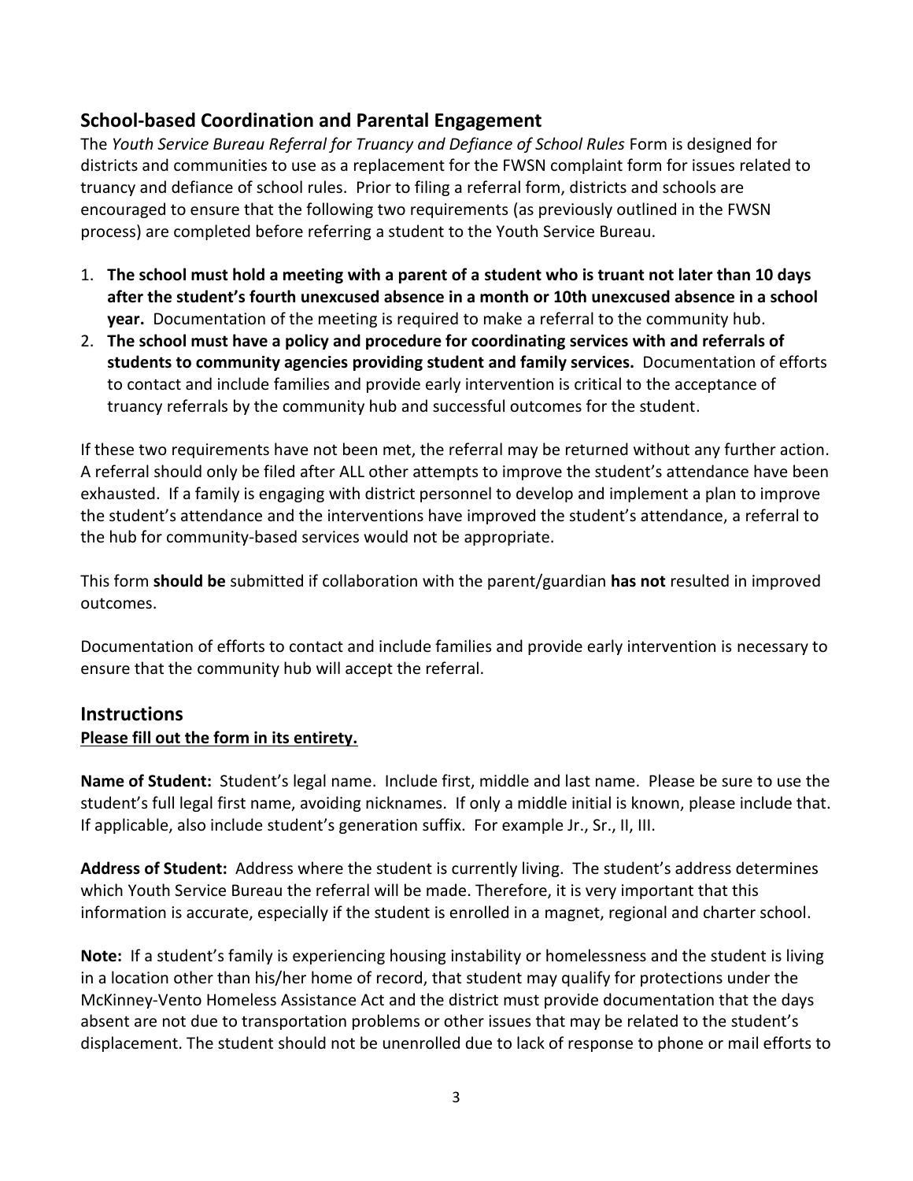## School-based Coordination and Parental Engagement

The *Youth Service Bureau Referral for Truancy and Defiance of School Rules* Form is designed for districts and communities to use as a replacement for the FWSN complaint form for issues related to truancy and defiance of school rules. Prior to filing a referral form, districts and schools are encouraged to ensure that the following two requirements (as previously outlined in the FWSN process) are completed before referring a student to the Youth Service Bureau.

1. **The school must hold a meeting with a parent of a student who is truant not later than 10 days after the student's fourth unexcused absence in a month or 10th unexcused absence in a school year.** Documentation of the meeting is required to make a referral to the community hub.
2. **The school must have a policy and procedure for coordinating services with and referrals of students to community agencies providing student and family services.** Documentation of efforts to contact and include families and provide early intervention is critical to the acceptance of truancy referrals by the community hub and successful outcomes for the student.

If these two requirements have not been met, the referral may be returned without any further action. A referral should only be filed after ALL other attempts to improve the student's attendance have been exhausted. If a family is engaging with district personnel to develop and implement a plan to improve the student's attendance and the interventions have improved the student's attendance, a referral to the hub for community-based services would not be appropriate.

This form **should be** submitted if collaboration with the parent/guardian **has not** resulted in improved outcomes.

Documentation of efforts to contact and include families and provide early intervention is necessary to ensure that the community hub will accept the referral.

## Instructions

**<u>Please fill out the form in its entirety.</u>**

**Name of Student:** Student's legal name. Include first, middle and last name. Please be sure to use the student's full legal first name, avoiding nicknames. If only a middle initial is known, please include that. If applicable, also include student's generation suffix. For example Jr., Sr., II, III.

**Address of Student:** Address where the student is currently living. The student's address determines which Youth Service Bureau the referral will be made. Therefore, it is very important that this information is accurate, especially if the student is enrolled in a magnet, regional and charter school.

**Note:** If a student's family is experiencing housing instability or homelessness and the student is living in a location other than his/her home of record, that student may qualify for protections under the McKinney-Vento Homeless Assistance Act and the district must provide documentation that the days absent are not due to transportation problems or other issues that may be related to the student's displacement. The student should not be unenrolled due to lack of response to phone or mail efforts to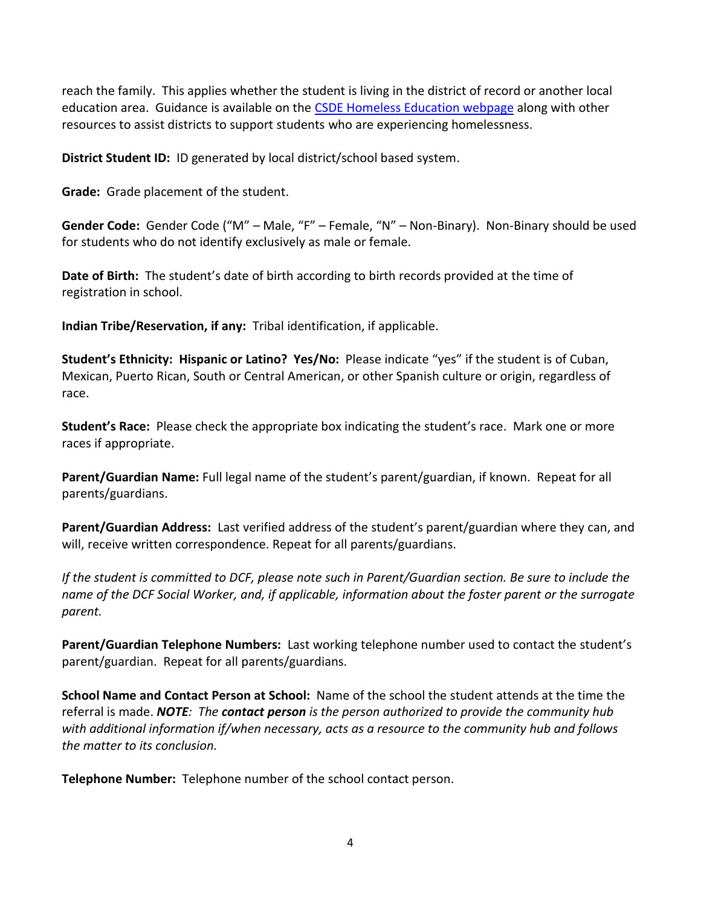reach the family. This applies whether the student is living in the district of record or another local education area. Guidance is available on the [CSDE Homeless Education webpage](CSDE Homeless Education webpage) along with other resources to assist districts to support students who are experiencing homelessness.

**District Student ID:** ID generated by local district/school based system.

**Grade:** Grade placement of the student.

**Gender Code:** Gender Code ("M" – Male, "F" – Female, "N" – Non-Binary). Non-Binary should be used for students who do not identify exclusively as male or female.

**Date of Birth:** The student's date of birth according to birth records provided at the time of registration in school.

**Indian Tribe/Reservation, if any:** Tribal identification, if applicable.

**Student's Ethnicity: Hispanic or Latino? Yes/No:** Please indicate "yes" if the student is of Cuban, Mexican, Puerto Rican, South or Central American, or other Spanish culture or origin, regardless of race.

**Student's Race:** Please check the appropriate box indicating the student's race. Mark one or more races if appropriate.

**Parent/Guardian Name:** Full legal name of the student's parent/guardian, if known. Repeat for all parents/guardians.

**Parent/Guardian Address:** Last verified address of the student's parent/guardian where they can, and will, receive written correspondence. Repeat for all parents/guardians.

*If the student is committed to DCF, please note such in Parent/Guardian section. Be sure to include the name of the DCF Social Worker, and, if applicable, information about the foster parent or the surrogate parent.*

**Parent/Guardian Telephone Numbers:** Last working telephone number used to contact the student's parent/guardian. Repeat for all parents/guardians.

**School Name and Contact Person at School:** Name of the school the student attends at the time the referral is made. ***NOTE****: The **contact person** is the person authorized to provide the community hub with additional information if/when necessary, acts as a resource to the community hub and follows the matter to its conclusion.*

**Telephone Number:** Telephone number of the school contact person.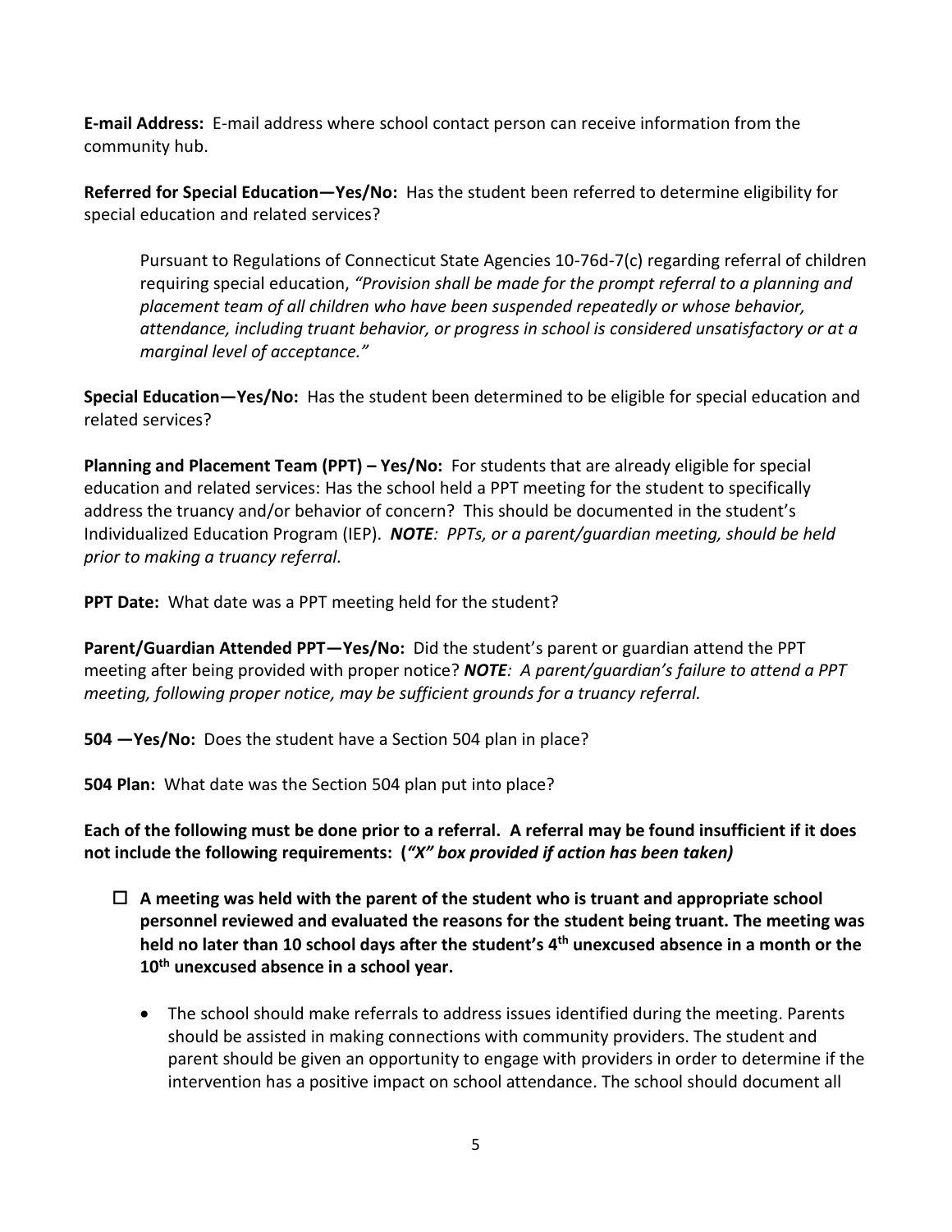**E-mail Address:** E-mail address where school contact person can receive information from the community hub.

**Referred for Special Education—Yes/No:** Has the student been referred to determine eligibility for special education and related services?

> Pursuant to Regulations of Connecticut State Agencies 10-76d-7(c) regarding referral of children requiring special education, *"Provision shall be made for the prompt referral to a planning and placement team of all children who have been suspended repeatedly or whose behavior, attendance, including truant behavior, or progress in school is considered unsatisfactory or at a marginal level of acceptance."*

**Special Education—Yes/No:** Has the student been determined to be eligible for special education and related services?

**Planning and Placement Team (PPT) – Yes/No:** For students that are already eligible for special education and related services: Has the school held a PPT meeting for the student to specifically address the truancy and/or behavior of concern? This should be documented in the student's Individualized Education Program (IEP). ***NOTE****: PPTs, or a parent/guardian meeting, should be held prior to making a truancy referral.*

**PPT Date:** What date was a PPT meeting held for the student?

**Parent/Guardian Attended PPT—Yes/No:** Did the student's parent or guardian attend the PPT meeting after being provided with proper notice? ***NOTE****: A parent/guardian's failure to attend a PPT meeting, following proper notice, may be sufficient grounds for a truancy referral.*

**504 —Yes/No:** Does the student have a Section 504 plan in place?

**504 Plan:** What date was the Section 504 plan put into place?

**Each of the following must be done prior to a referral. A referral may be found insufficient if it does not include the following requirements: (*"X" box provided if action has been taken)***

- ☐ **A meeting was held with the parent of the student who is truant and appropriate school personnel reviewed and evaluated the reasons for the student being truant. The meeting was held no later than 10 school days after the student's 4th unexcused absence in a month or the 10th unexcused absence in a school year.**
  - The school should make referrals to address issues identified during the meeting. Parents should be assisted in making connections with community providers. The student and parent should be given an opportunity to engage with providers in order to determine if the intervention has a positive impact on school attendance. The school should document all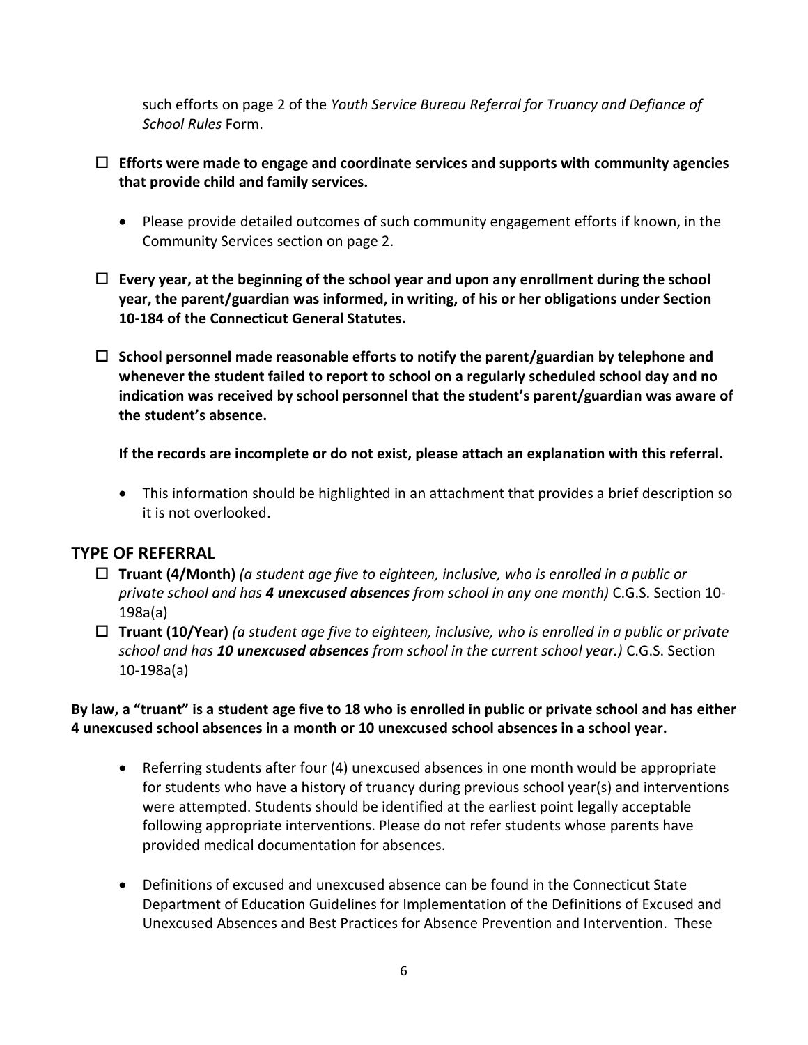such efforts on page 2 of the *Youth Service Bureau Referral for Truancy and Defiance of School Rules* Form.

- ☐ **Efforts were made to engage and coordinate services and supports with community agencies that provide child and family services.**

    - Please provide detailed outcomes of such community engagement efforts if known, in the Community Services section on page 2.

- ☐ **Every year, at the beginning of the school year and upon any enrollment during the school year, the parent/guardian was informed, in writing, of his or her obligations under Section 10-184 of the Connecticut General Statutes.**

- ☐ **School personnel made reasonable efforts to notify the parent/guardian by telephone and whenever the student failed to report to school on a regularly scheduled school day and no indication was received by school personnel that the student's parent/guardian was aware of the student's absence.**

    **If the records are incomplete or do not exist, please attach an explanation with this referral.**

    - This information should be highlighted in an attachment that provides a brief description so it is not overlooked.

## TYPE OF REFERRAL

- ☐ **Truant (4/Month)** *(a student age five to eighteen, inclusive, who is enrolled in a public or private school and has **4 unexcused absences** from school in any one month)* C.G.S. Section 10-198a(a)
- ☐ **Truant (10/Year)** *(a student age five to eighteen, inclusive, who is enrolled in a public or private school and has **10 unexcused absences** from school in the current school year.)* C.G.S. Section 10-198a(a)

**By law, a "truant" is a student age five to 18 who is enrolled in public or private school and has either 4 unexcused school absences in a month or 10 unexcused school absences in a school year.**

- Referring students after four (4) unexcused absences in one month would be appropriate for students who have a history of truancy during previous school year(s) and interventions were attempted. Students should be identified at the earliest point legally acceptable following appropriate interventions. Please do not refer students whose parents have provided medical documentation for absences.

- Definitions of excused and unexcused absence can be found in the Connecticut State Department of Education Guidelines for Implementation of the Definitions of Excused and Unexcused Absences and Best Practices for Absence Prevention and Intervention. These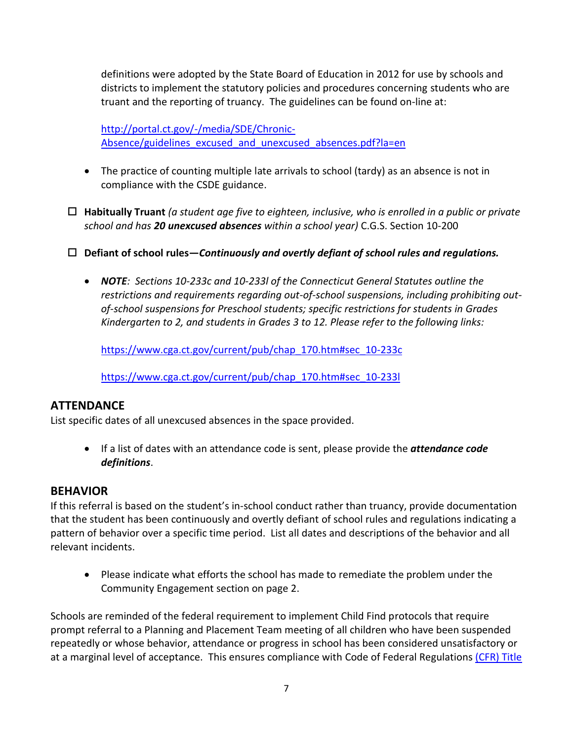definitions were adopted by the State Board of Education in 2012 for use by schools and districts to implement the statutory policies and procedures concerning students who are truant and the reporting of truancy. The guidelines can be found on-line at:

[http://portal.ct.gov/-/media/SDE/Chronic-Absence/guidelines_excused_and_unexcused_absences.pdf?la=en](http://portal.ct.gov/-/media/SDE/Chronic-Absence/guidelines_excused_and_unexcused_absences.pdf?la=en)

- The practice of counting multiple late arrivals to school (tardy) as an absence is not in compliance with the CSDE guidance.

☐ **Habitually Truant** *(a student age five to eighteen, inclusive, who is enrolled in a public or private school and has **20 unexcused absences** within a school year)* C.G.S. Section 10-200

☐ **Defiant of school rules—*Continuously and overtly defiant of school rules and regulations.***

- ***NOTE****: Sections 10-233c and 10-233l of the Connecticut General Statutes outline the restrictions and requirements regarding out-of-school suspensions, including prohibiting out-of-school suspensions for Preschool students; specific restrictions for students in Grades Kindergarten to 2, and students in Grades 3 to 12. Please refer to the following links:*

  [https://www.cga.ct.gov/current/pub/chap_170.htm#sec_10-233c](https://www.cga.ct.gov/current/pub/chap_170.htm#sec_10-233c)

  [https://www.cga.ct.gov/current/pub/chap_170.htm#sec_10-233l](https://www.cga.ct.gov/current/pub/chap_170.htm#sec_10-233l)

## ATTENDANCE

List specific dates of all unexcused absences in the space provided.

- If a list of dates with an attendance code is sent, please provide the ***attendance code definitions***.

## BEHAVIOR

If this referral is based on the student's in-school conduct rather than truancy, provide documentation that the student has been continuously and overtly defiant of school rules and regulations indicating a pattern of behavior over a specific time period. List all dates and descriptions of the behavior and all relevant incidents.

- Please indicate what efforts the school has made to remediate the problem under the Community Engagement section on page 2.

Schools are reminded of the federal requirement to implement Child Find protocols that require prompt referral to a Planning and Placement Team meeting of all children who have been suspended repeatedly or whose behavior, attendance or progress in school has been considered unsatisfactory or at a marginal level of acceptance. This ensures compliance with Code of Federal Regulations (CFR) Title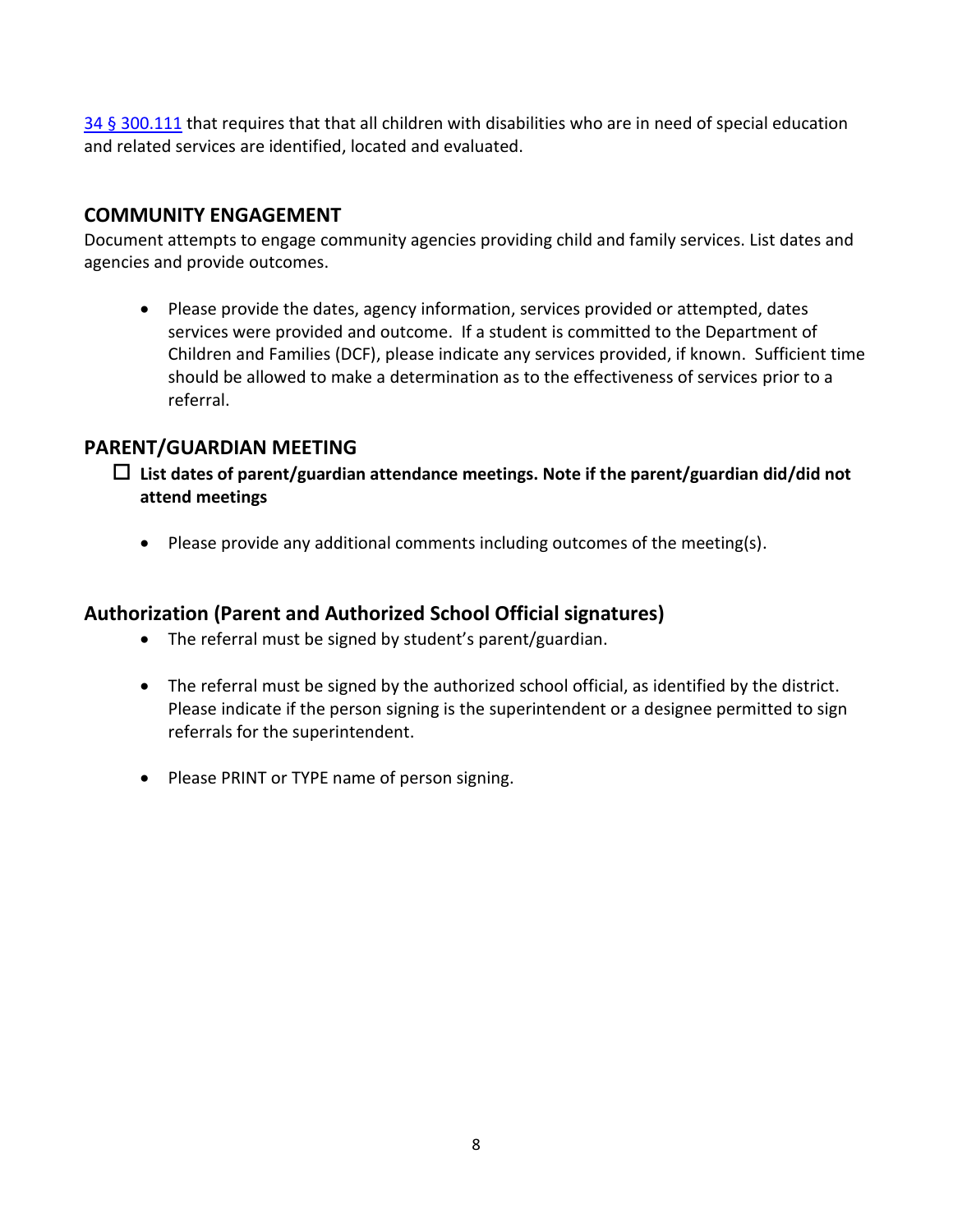[34 § 300.111](#) that requires that that all children with disabilities who are in need of special education and related services are identified, located and evaluated.

## COMMUNITY ENGAGEMENT

Document attempts to engage community agencies providing child and family services. List dates and agencies and provide outcomes.

- Please provide the dates, agency information, services provided or attempted, dates services were provided and outcome. If a student is committed to the Department of Children and Families (DCF), please indicate any services provided, if known. Sufficient time should be allowed to make a determination as to the effectiveness of services prior to a referral.

## PARENT/GUARDIAN MEETING

☐ **List dates of parent/guardian attendance meetings. Note if the parent/guardian did/did not attend meetings**

- Please provide any additional comments including outcomes of the meeting(s).

## Authorization (Parent and Authorized School Official signatures)

- The referral must be signed by student's parent/guardian.
- The referral must be signed by the authorized school official, as identified by the district. Please indicate if the person signing is the superintendent or a designee permitted to sign referrals for the superintendent.
- Please PRINT or TYPE name of person signing.